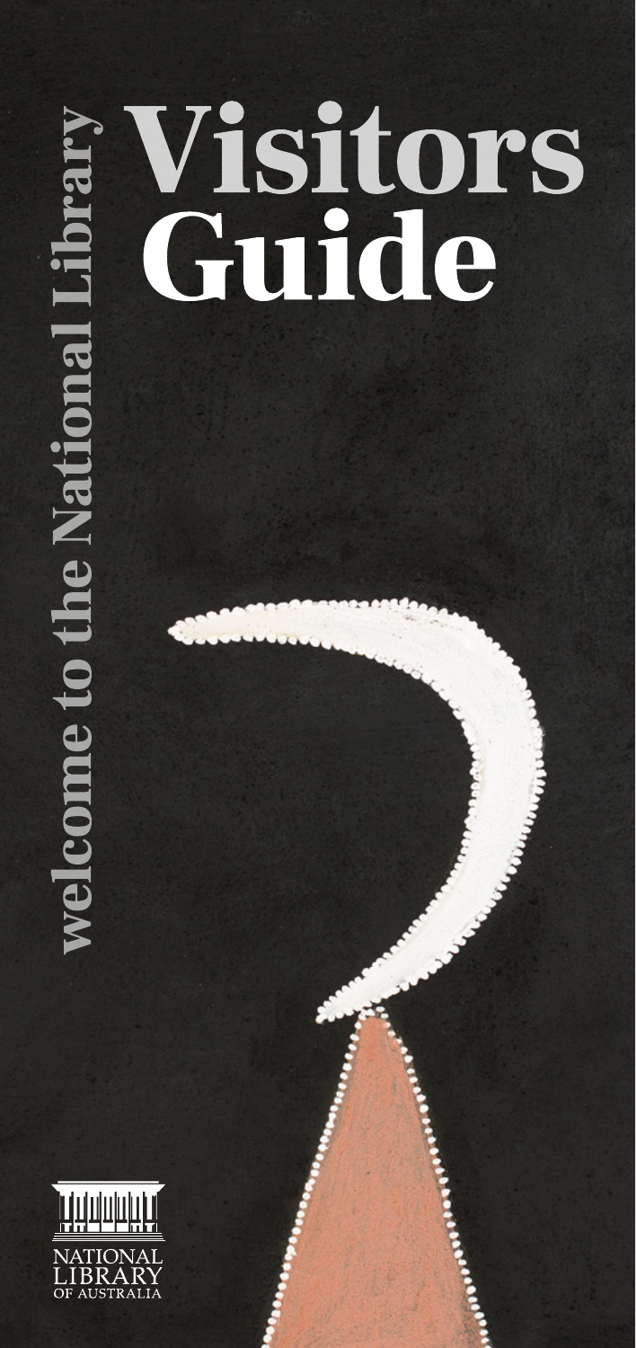# Visitors Guide

welcome to the National Library

NATIONAL LIBRARY OF AUSTRALIA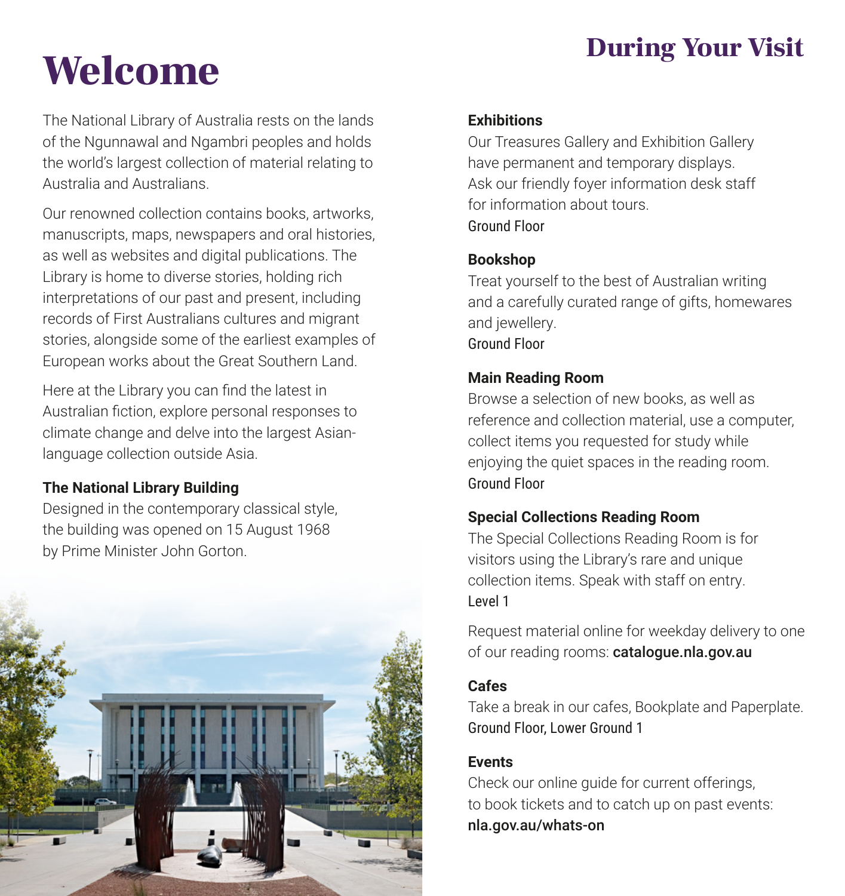# Welcome

The National Library of Australia rests on the lands of the Ngunnawal and Ngambri peoples and holds the world's largest collection of material relating to Australia and Australians.

Our renowned collection contains books, artworks, manuscripts, maps, newspapers and oral histories, as well as websites and digital publications. The Library is home to diverse stories, holding rich interpretations of our past and present, including records of First Australians cultures and migrant stories, alongside some of the earliest examples of European works about the Great Southern Land.

Here at the Library you can find the latest in Australian fiction, explore personal responses to climate change and delve into the largest Asian-language collection outside Asia.

**The National Library Building**

Designed in the contemporary classical style, the building was opened on 15 August 1968 by Prime Minister John Gorton.

# During Your Visit

**Exhibitions**

Our Treasures Gallery and Exhibition Gallery have permanent and temporary displays. Ask our friendly foyer information desk staff for information about tours.
Ground Floor

**Bookshop**

Treat yourself to the best of Australian writing and a carefully curated range of gifts, homewares and jewellery.
Ground Floor

**Main Reading Room**

Browse a selection of new books, as well as reference and collection material, use a computer, collect items you requested for study while enjoying the quiet spaces in the reading room.
Ground Floor

**Special Collections Reading Room**

The Special Collections Reading Room is for visitors using the Library's rare and unique collection items. Speak with staff on entry.
Level 1

Request material online for weekday delivery to one of our reading rooms: **catalogue.nla.gov.au**

**Cafes**

Take a break in our cafes, Bookplate and Paperplate.
Ground Floor, Lower Ground 1

**Events**

Check our online guide for current offerings, to book tickets and to catch up on past events: **nla.gov.au/whats-on**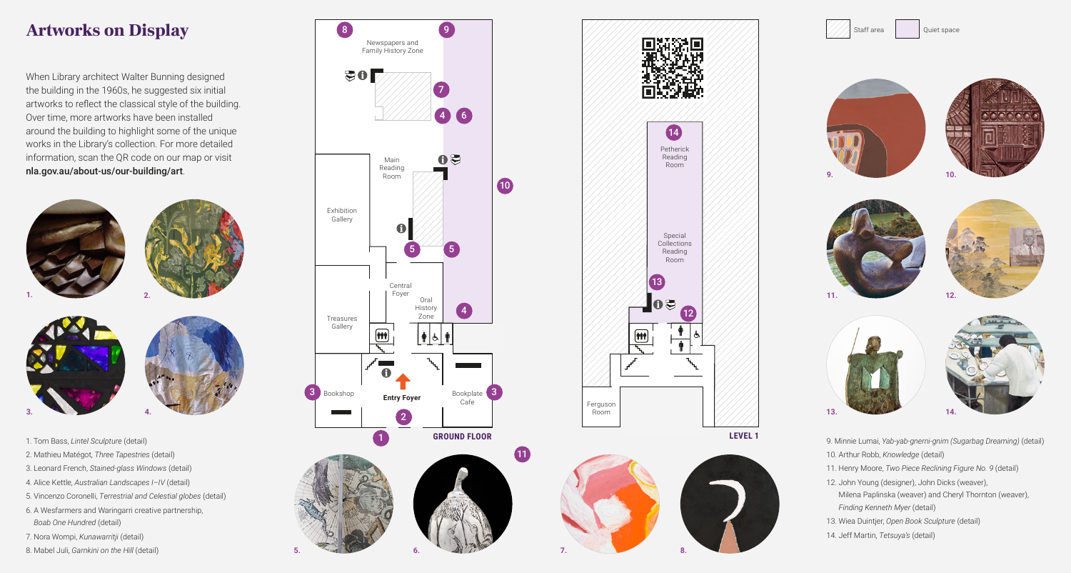# Artworks on Display

When Library architect Walter Bunning designed the building in the 1960s, he suggested six initial artworks to reflect the classical style of the building. Over time, more artworks have been installed around the building to highlight some of the unique works in the Library's collection. For more detailed information, scan the QR code on our map or visit **nla.gov.au/about-us/our-building/art**.

1. Tom Bass, *Lintel Sculpture* (detail)
2. Mathieu Matégot, *Three Tapestries* (detail)
3. Leonard French, *Stained-glass Windows* (detail)
4. Alice Kettle, *Australian Landscapes I–IV* (detail)
5. Vincenzo Coronelli, *Terrestrial and Celestial globes* (detail)
6. A Wesfarmers and Waringarri creative partnership, *Boab One Hundred* (detail)
7. Nora Wompi, *Kunawarritji* (detail)
8. Mabel Juli, *Garnkini on the Hill* (detail)
9. Minnie Lumai, *Yab-yab-gnerni-gnim (Sugarbag Dreaming)* (detail)
10. Arthur Robb, *Knowledge* (detail)
11. Henry Moore, *Two Piece Reclining Figure No. 9* (detail)
12. John Young (designer), John Dicks (weaver), Milena Paplinska (weaver) and Cheryl Thornton (weaver), *Finding Kenneth Myer* (detail)
13. Wiea Duintjer, *Open Book Sculpture* (detail)
14. Jeff Martin, *Tetsuya's* (detail)

## GROUND FLOOR

Newspapers and Family History Zone · Main Reading Room · Exhibition Gallery · Central Foyer · Oral History Zone · Treasures Gallery · Bookshop · Entry Foyer · Bookplate Cafe

## LEVEL 1

Petherick Reading Room · Special Collections Reading Room · Ferguson Room

Staff area · Quiet space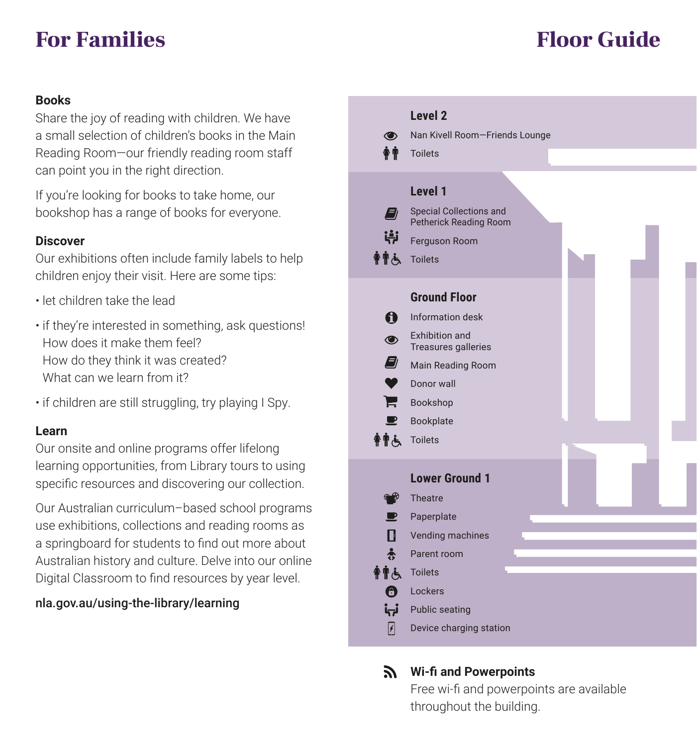# For Families

### Books

Share the joy of reading with children. We have a small selection of children's books in the Main Reading Room—our friendly reading room staff can point you in the right direction.

If you're looking for books to take home, our bookshop has a range of books for everyone.

### Discover

Our exhibitions often include family labels to help children enjoy their visit. Here are some tips:

- let children take the lead
- if they're interested in something, ask questions!
  How does it make them feel?
  How do they think it was created?
  What can we learn from it?
- if children are still struggling, try playing I Spy.

### Learn

Our onsite and online programs offer lifelong learning opportunities, from Library tours to using specific resources and discovering our collection.

Our Australian curriculum–based school programs use exhibitions, collections and reading rooms as a springboard for students to find out more about Australian history and culture. Delve into our online Digital Classroom to find resources by year level.

**nla.gov.au/using-the-library/learning**

# Floor Guide

### Level 2

- Nan Kivell Room—Friends Lounge
- Toilets

### Level 1

- Special Collections and Petherick Reading Room
- Ferguson Room
- Toilets

### Ground Floor

- Information desk
- Exhibition and Treasures galleries
- Main Reading Room
- Donor wall
- Bookshop
- Bookplate
- Toilets

### Lower Ground 1

- Theatre
- Paperplate
- Vending machines
- Parent room
- Toilets
- Lockers
- Public seating
- Device charging station

### Wi-fi and Powerpoints

Free wi-fi and powerpoints are available throughout the building.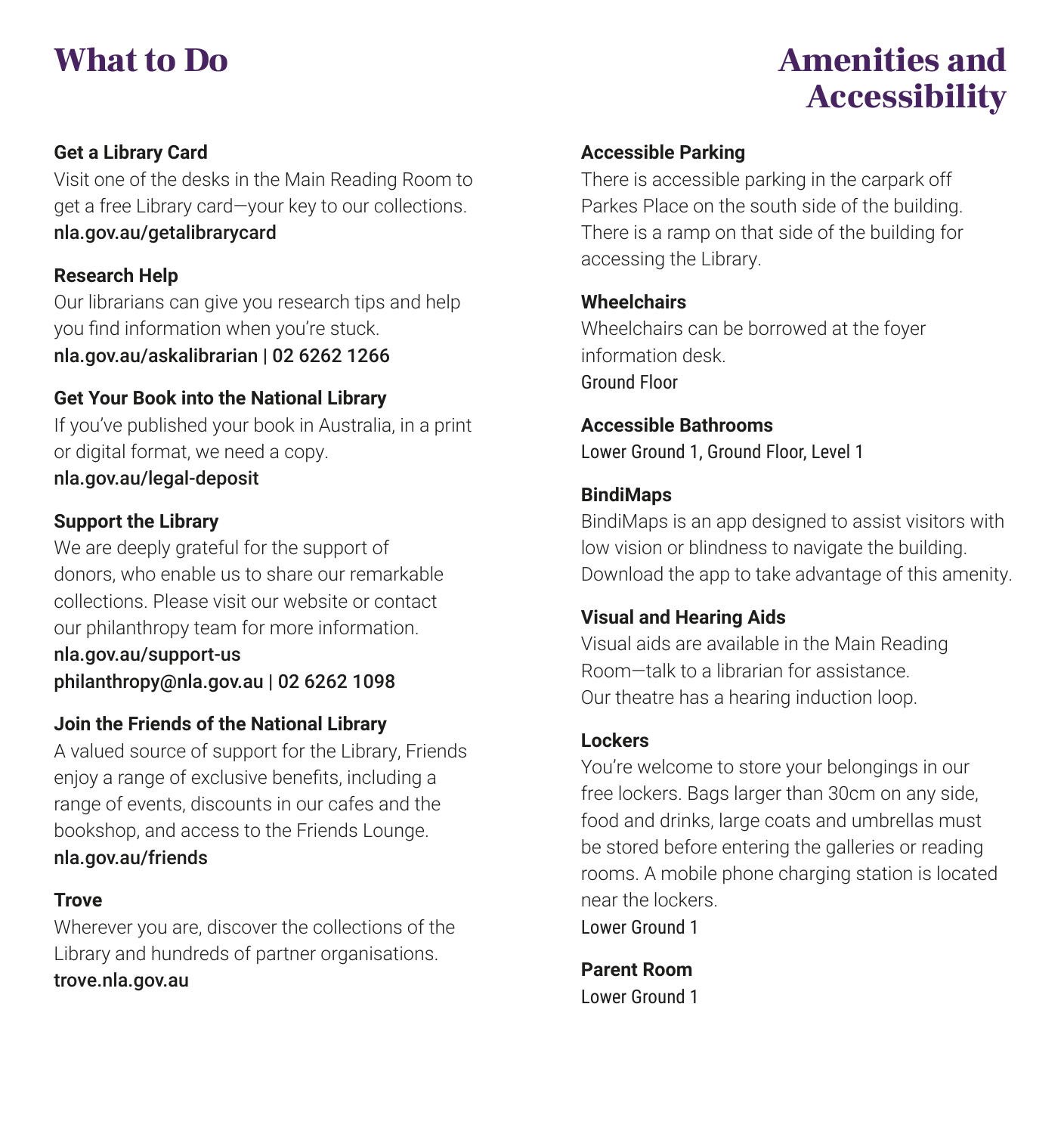# What to Do

### Get a Library Card

Visit one of the desks in the Main Reading Room to get a free Library card—your key to our collections.
**nla.gov.au/getalibrarycard**

### Research Help

Our librarians can give you research tips and help you find information when you're stuck.
**nla.gov.au/askalibrarian | 02 6262 1266**

### Get Your Book into the National Library

If you've published your book in Australia, in a print or digital format, we need a copy.
**nla.gov.au/legal-deposit**

### Support the Library

We are deeply grateful for the support of donors, who enable us to share our remarkable collections. Please visit our website or contact our philanthropy team for more information.
**nla.gov.au/support-us**
**philanthropy@nla.gov.au | 02 6262 1098**

### Join the Friends of the National Library

A valued source of support for the Library, Friends enjoy a range of exclusive benefits, including a range of events, discounts in our cafes and the bookshop, and access to the Friends Lounge.
**nla.gov.au/friends**

### Trove

Wherever you are, discover the collections of the Library and hundreds of partner organisations.
**trove.nla.gov.au**

# Amenities and Accessibility

### Accessible Parking

There is accessible parking in the carpark off Parkes Place on the south side of the building. There is a ramp on that side of the building for accessing the Library.

### Wheelchairs

Wheelchairs can be borrowed at the foyer information desk.
Ground Floor

### Accessible Bathrooms

Lower Ground 1, Ground Floor, Level 1

### BindiMaps

BindiMaps is an app designed to assist visitors with low vision or blindness to navigate the building. Download the app to take advantage of this amenity.

### Visual and Hearing Aids

Visual aids are available in the Main Reading Room—talk to a librarian for assistance.
Our theatre has a hearing induction loop.

### Lockers

You're welcome to store your belongings in our free lockers. Bags larger than 30cm on any side, food and drinks, large coats and umbrellas must be stored before entering the galleries or reading rooms. A mobile phone charging station is located near the lockers.
Lower Ground 1

### Parent Room

Lower Ground 1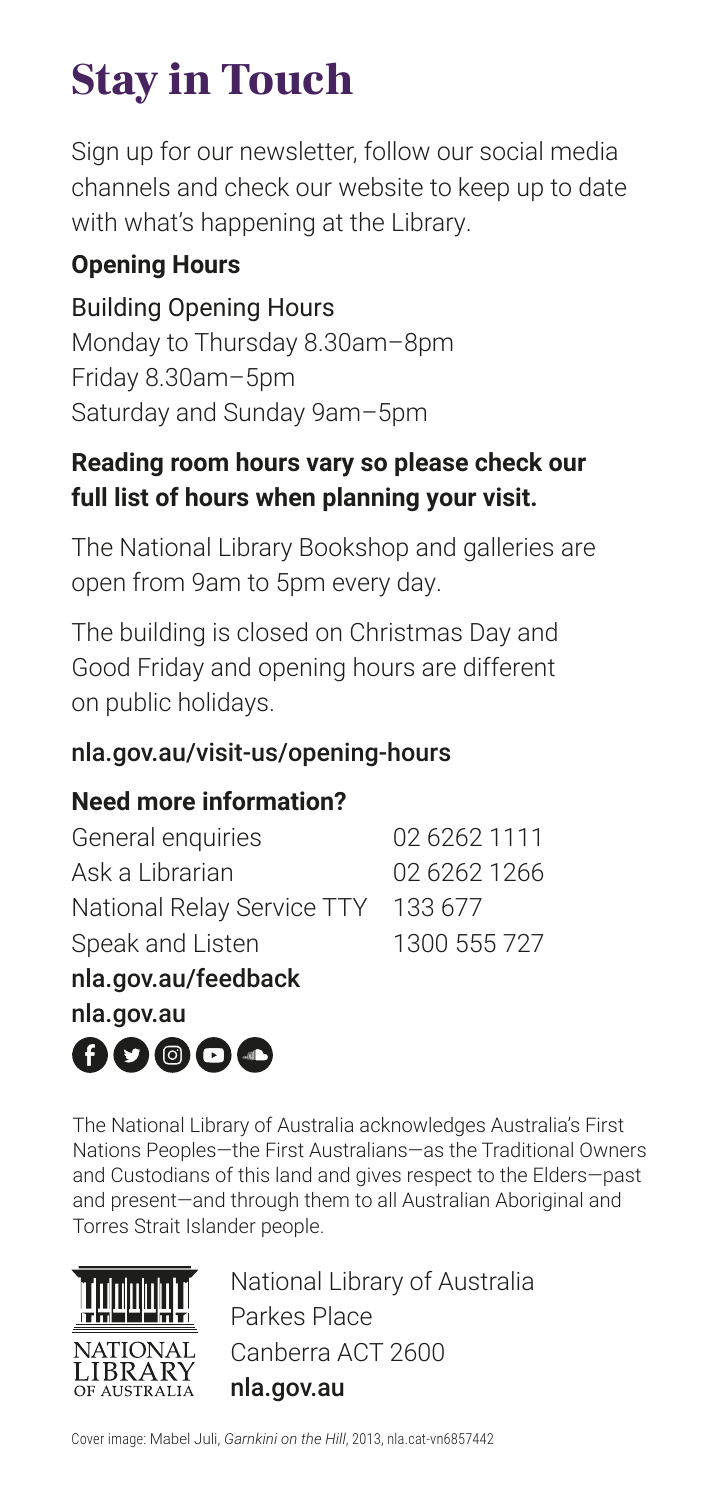# Stay in Touch

Sign up for our newsletter, follow our social media channels and check our website to keep up to date with what's happening at the Library.

**Opening Hours**

Building Opening Hours
Monday to Thursday 8.30am–8pm
Friday 8.30am–5pm
Saturday and Sunday 9am–5pm

**Reading room hours vary so please check our full list of hours when planning your visit.**

The National Library Bookshop and galleries are open from 9am to 5pm every day.

The building is closed on Christmas Day and Good Friday and opening hours are different on public holidays.

nla.gov.au/visit-us/opening-hours

**Need more information?**

| | |
|---|---|
| General enquiries | 02 6262 1111 |
| Ask a Librarian | 02 6262 1266 |
| National Relay Service TTY | 133 677 |
| Speak and Listen | 1300 555 727 |

nla.gov.au/feedback

nla.gov.au

The National Library of Australia acknowledges Australia's First Nations Peoples—the First Australians—as the Traditional Owners and Custodians of this land and gives respect to the Elders—past and present—and through them to all Australian Aboriginal and Torres Strait Islander people.

NATIONAL LIBRARY OF AUSTRALIA

National Library of Australia
Parkes Place
Canberra ACT 2600
nla.gov.au

Cover image: Mabel Juli, *Garnkini on the Hill*, 2013, nla.cat-vn6857442